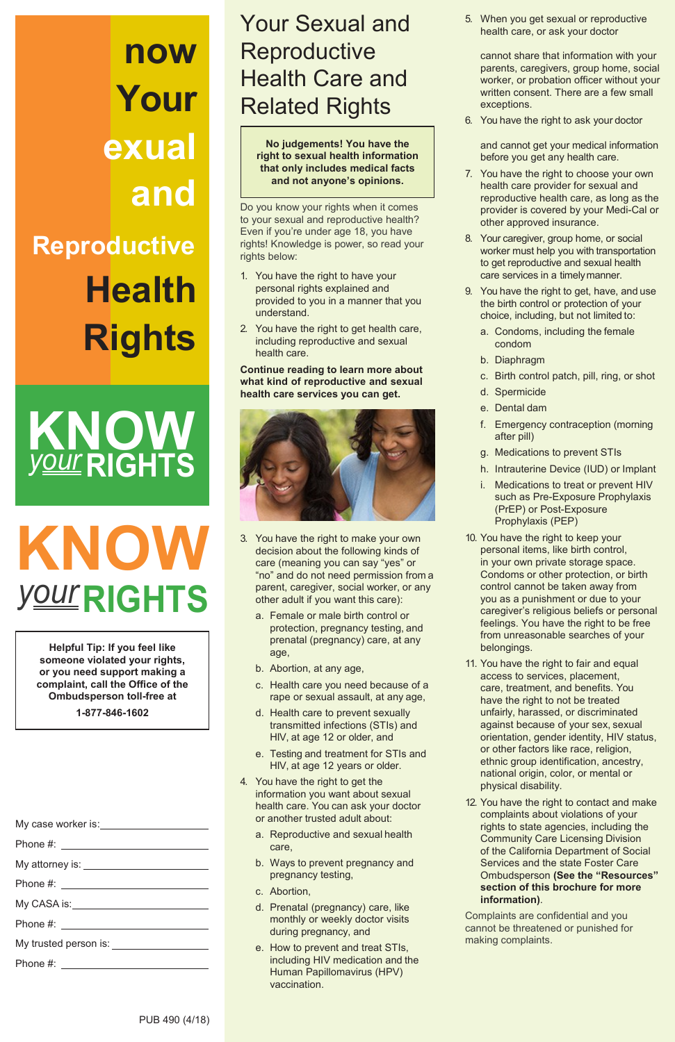# now Your exual and Reproductive Health Rights

**KNOW your RIGHTS**

**KNOW your RIGHTS**

**Helpful Tip: If you feel like someone violated your rights, or you need support making a complaint, call the Office of the Ombudsperson toll-free at**

**1-877-846-1602**

My case worker is: ____________________

Phone #: ____________________

My attorney is: ____________________

Phone #: ____________________

My CASA is: ____________________

Phone #: ____________________

My trusted person is: ____________________

Phone #: ____________________

PUB 490 (4/18)

# Your Sexual and Reproductive Health Care and Related Rights

**No judgements! You have the right to sexual health information that only includes medical facts and not anyone's opinions.**

Do you know your rights when it comes to your sexual and reproductive health? Even if you're under age 18, you have rights! Knowledge is power, so read your rights below:

1. You have the right to have your personal rights explained and provided to you in a manner that you understand.
2. You have the right to get health care, including reproductive and sexual health care.

**Continue reading to learn more about what kind of reproductive and sexual health care services you can get.**

3. You have the right to make your own decision about the following kinds of care (meaning you can say "yes" or "no" and do not need permission from a parent, caregiver, social worker, or any other adult if you want this care):
   a. Female or male birth control or protection, pregnancy testing, and prenatal (pregnancy) care, at any age,
   b. Abortion, at any age,
   c. Health care you need because of a rape or sexual assault, at any age,
   d. Health care to prevent sexually transmitted infections (STIs) and HIV, at age 12 or older, and
   e. Testing and treatment for STIs and HIV, at age 12 years or older.
4. You have the right to get the information you want about sexual health care. You can ask your doctor or another trusted adult about:
   a. Reproductive and sexual health care,
   b. Ways to prevent pregnancy and pregnancy testing,
   c. Abortion,
   d. Prenatal (pregnancy) care, like monthly or weekly doctor visits during pregnancy, and
   e. How to prevent and treat STIs, including HIV medication and the Human Papillomavirus (HPV) vaccination.
5. When you get sexual or reproductive health care, or ask your doctor

   cannot share that information with your parents, caregivers, group home, social worker, or probation officer without your written consent. There are a few small exceptions.
6. You have the right to ask your doctor

   and cannot get your medical information before you get any health care.
7. You have the right to choose your own health care provider for sexual and reproductive health care, as long as the provider is covered by your Medi-Cal or other approved insurance.
8. Your caregiver, group home, or social worker must help you with transportation to get reproductive and sexual health care services in a timely manner.
9. You have the right to get, have, and use the birth control or protection of your choice, including, but not limited to:
   a. Condoms, including the female condom
   b. Diaphragm
   c. Birth control patch, pill, ring, or shot
   d. Spermicide
   e. Dental dam
   f. Emergency contraception (morning after pill)
   g. Medications to prevent STIs
   h. Intrauterine Device (IUD) or Implant
   i. Medications to treat or prevent HIV such as Pre-Exposure Prophylaxis (PrEP) or Post-Exposure Prophylaxis (PEP)
10. You have the right to keep your personal items, like birth control, in your own private storage space. Condoms or other protection, or birth control cannot be taken away from you as a punishment or due to your caregiver's religious beliefs or personal feelings. You have the right to be free from unreasonable searches of your belongings.
11. You have the right to fair and equal access to services, placement, care, treatment, and benefits. You have the right to not be treated unfairly, harassed, or discriminated against because of your sex, sexual orientation, gender identity, HIV status, or other factors like race, religion, ancestry, ethnic group identification, national origin, color, or mental or physical disability.
12. You have the right to contact and make complaints about violations of your rights to state agencies, including the Community Care Licensing Division of the California Department of Social Services and the state Foster Care Ombudsperson **(See the "Resources" section of this brochure for more information)**.

Complaints are confidential and you cannot be threatened or punished for making complaints.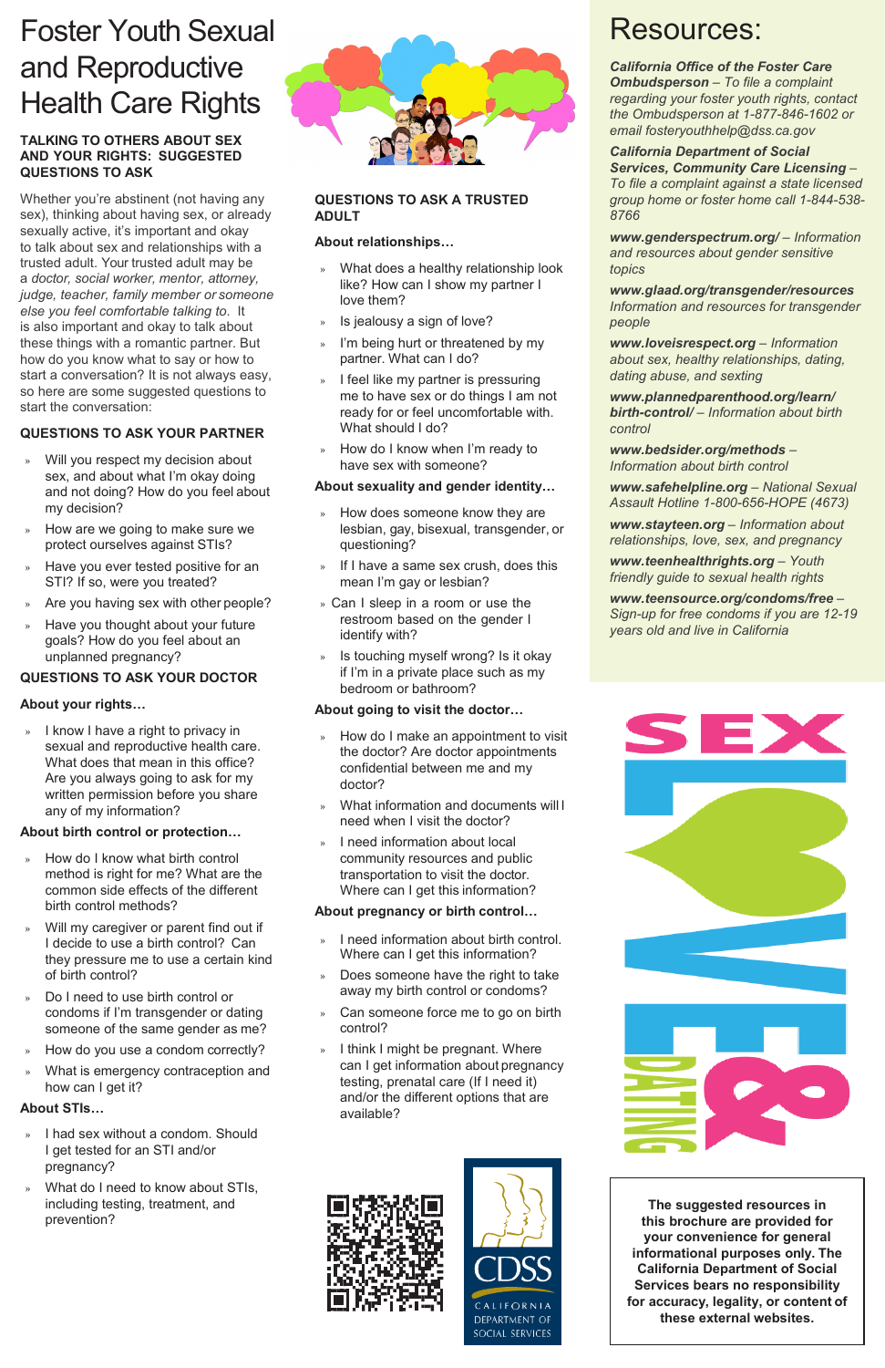# Foster Youth Sexual and Reproductive Health Care Rights

## TALKING TO OTHERS ABOUT SEX AND YOUR RIGHTS: SUGGESTED QUESTIONS TO ASK

Whether you're abstinent (not having any sex), thinking about having sex, or already sexually active, it's important and okay to talk about sex and relationships with a trusted adult. Your trusted adult may be a *doctor, social worker, mentor, attorney, judge, teacher, family member or someone else you feel comfortable talking to*. It is also important and okay to talk about these things with a romantic partner. But how do you know what to say or how to start a conversation? It is not always easy, so here are some suggested questions to start the conversation:

### QUESTIONS TO ASK YOUR PARTNER

- Will you respect my decision about sex, and about what I'm okay doing and not doing? How do you feel about my decision?
- How are we going to make sure we protect ourselves against STIs?
- Have you ever tested positive for an STI? If so, were you treated?
- Are you having sex with other people?
- Have you thought about your future goals? How do you feel about an unplanned pregnancy?

### QUESTIONS TO ASK YOUR DOCTOR

**About your rights…**

- I know I have a right to privacy in sexual and reproductive health care. What does that mean in this office? Are you always going to ask for my written permission before you share any of my information?

**About birth control or protection…**

- How do I know what birth control method is right for me? What are the common side effects of the different birth control methods?
- Will my caregiver or parent find out if I decide to use a birth control? Can they pressure me to use a certain kind of birth control?
- Do I need to use birth control or condoms if I'm transgender or dating someone of the same gender as me?
- How do you use a condom correctly?
- What is emergency contraception and how can I get it?

**About STIs…**

- I had sex without a condom. Should I get tested for an STI and/or pregnancy?
- What do I need to know about STIs, including testing, treatment, and prevention?

### QUESTIONS TO ASK A TRUSTED ADULT

**About relationships…**

- What does a healthy relationship look like? How can I show my partner I love them?
- Is jealousy a sign of love?
- I'm being hurt or threatened by my partner. What can I do?
- I feel like my partner is pressuring me to have sex or do things I am not ready for or feel uncomfortable with. What should I do?
- How do I know when I'm ready to have sex with someone?

**About sexuality and gender identity…**

- How does someone know they are lesbian, gay, bisexual, transgender, or questioning?
- If I have a same sex crush, does this mean I'm gay or lesbian?
- Can I sleep in a room or use the restroom based on the gender I identify with?
- Is touching myself wrong? Is it okay if I'm in a private place such as my bedroom or bathroom?

**About going to visit the doctor…**

- How do I make an appointment to visit the doctor? Are doctor appointments confidential between me and my doctor?
- What information and documents will I need when I visit the doctor?
- I need information about local community resources and public transportation to visit the doctor. Where can I get this information?

**About pregnancy or birth control…**

- I need information about birth control. Where can I get this information?
- Does someone have the right to take away my birth control or condoms?
- Can someone force me to go on birth control?
- I think I might be pregnant. Where can I get information about pregnancy testing, prenatal care (If I need it) and/or the different options that are available?

## Resources:

***California Office of the Foster Care Ombudsperson*** *– To file a complaint regarding your foster youth rights, contact the Ombudsperson at 1-877-846-1602 or email fosteryouthhelp@dss.ca.gov*

***California Department of Social Services, Community Care Licensing*** *– To file a complaint against a state licensed group home or foster home call 1-844-538-8766*

***www.genderspectrum.org/*** *– Information and resources about gender sensitive topics*

***www.glaad.org/transgender/resources*** *Information and resources for transgender people*

***www.loveisrespect.org*** *– Information about sex, healthy relationships, dating, dating abuse, and sexting*

***www.plannedparenthood.org/learn/birth-control/*** *– Information about birth control*

***www.bedsider.org/methods*** *– Information about birth control*

***www.safehelpline.org*** *– National Sexual Assault Hotline 1-800-656-HOPE (4673)*

***www.stayteen.org*** *– Information about relationships, love, sex, and pregnancy*

***www.teenhealthrights.org*** *– Youth friendly guide to sexual health rights*

***www.teensource.org/condoms/free*** *– Sign-up for free condoms if you are 12-19 years old and live in California*

SEX LOVE & DATING

**The suggested resources in this brochure are provided for your convenience for general informational purposes only. The California Department of Social Services bears no responsibility for accuracy, legality, or content of these external websites.**

CDSS
CALIFORNIA DEPARTMENT OF SOCIAL SERVICES